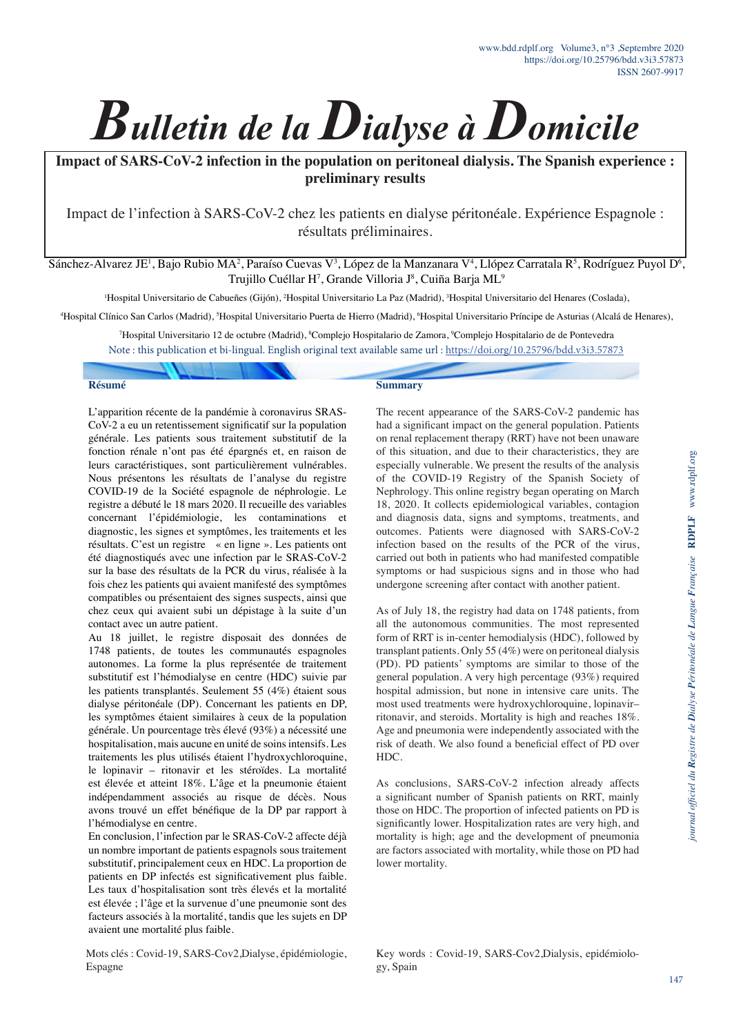# Bulletin de la Dialyse à Domicile

## Impact of SARS-CoV-2 infection in the population on peritoneal dialysis. The Spanish experience : preliminary results

## Impact de l'infection à SARS-CoV-2 chez les patients en dialyse péritonéale. Expérience Espagnole : résultats préliminaires.

Sánchez-Alvarez JE[1], Bajo Rubio MA[2], Paraíso Cuevas V[3], López de la Manzanara V[4], Llópez Carratala R[5], Rodríguez Puyol D[6], Trujillo Cuéllar H[7], Grande Villoria J[8], Cuiña Barja ML[9]

[1]Hospital Universitario de Cabueñes (Gijón), [2]Hospital Universitario La Paz (Madrid), [3]Hospital Universitario del Henares (Coslada), [4]Hospital Clínico San Carlos (Madrid), [5]Hospital Universitario Puerta de Hierro (Madrid), [6]Hospital Universitario Príncipe de Asturias (Alcalá de Henares), [7]Hospital Universitario 12 de octubre (Madrid), [8]Complejo Hospitalario de Zamora, [9]Complejo Hospitalario de Pontevedra

Note : this publication et bi-lingual. English original text available same url : https://doi.org/10.25796/bdd.v3i3.57873

### Résumé

L'apparition récente de la pandémie à coronavirus SRAS-CoV-2 a eu un retentissement significatif sur la population générale. Les patients sous traitement substitutif de la fonction rénale n'ont pas été épargnés et, en raison de leurs caractéristiques, sont particulièrement vulnérables. Nous présentons les résultats de l'analyse du registre COVID-19 de la Société espagnole de néphrologie. Le registre a débuté le 18 mars 2020. Il recueille des variables concernant l'épidémiologie, les contaminations et diagnostic, les signes et symptômes, les traitements et les résultats. C'est un registre « en ligne ». Les patients ont été diagnostiqués avec une infection par le SRAS-CoV-2 sur la base des résultats de la PCR du virus, réalisée à la fois chez les patients qui avaient manifesté des symptômes compatibles ou présentaient des signes suspects, ainsi que chez ceux qui avaient subi un dépistage à la suite d'un contact avec un autre patient.

Au 18 juillet, le registre disposait des données de 1748 patients, de toutes les communautés espagnoles autonomes. La forme la plus représentée de traitement substitutif est l'hémodialyse en centre (HDC) suivie par les patients transplantés. Seulement 55 (4%) étaient sous dialyse péritonéale (DP). Concernant les patients en DP, les symptômes étaient similaires à ceux de la population générale. Un pourcentage très élevé (93%) a nécessité une hospitalisation, mais aucune en unité de soins intensifs. Les traitements les plus utilisés étaient l'hydroxychloroquine, le lopinavir – ritonavir et les stéroïdes. La mortalité est élevée et atteint 18%. L'âge et la pneumonie étaient indépendamment associés au risque de décès. Nous avons trouvé un effet bénéfique de la DP par rapport à l'hémodialyse en centre.

En conclusion, l'infection par le SRAS-CoV-2 affecte déjà un nombre important de patients espagnols sous traitement substitutif, principalement ceux en HDC. La proportion de patients en DP infectés est significativement plus faible. Les taux d'hospitalisation sont très élevés et la mortalité est élevée ; l'âge et la survenue d'une pneumonie sont des facteurs associés à la mortalité, tandis que les sujets en DP avaient une mortalité plus faible.

Mots clés : Covid-19, SARS-Cov2,Dialyse, épidémiologie, Espagne

### Summary

The recent appearance of the SARS-CoV-2 pandemic has had a significant impact on the general population. Patients on renal replacement therapy (RRT) have not been unaware of this situation, and due to their characteristics, they are especially vulnerable. We present the results of the analysis of the COVID-19 Registry of the Spanish Society of Nephrology. This online registry began operating on March 18, 2020. It collects epidemiological variables, contagion and diagnosis data, signs and symptoms, treatments, and outcomes. Patients were diagnosed with SARS-CoV-2 infection based on the results of the PCR of the virus, carried out both in patients who had manifested compatible symptoms or had suspicious signs and in those who had undergone screening after contact with another patient.

As of July 18, the registry had data on 1748 patients, from all the autonomous communities. The most represented form of RRT is in-center hemodialysis (HDC), followed by transplant patients. Only 55 (4%) were on peritoneal dialysis (PD). PD patients' symptoms are similar to those of the general population. A very high percentage (93%) required hospital admission, but none in intensive care units. The most used treatments were hydroxychloroquine, lopinavir–ritonavir, and steroids. Mortality is high and reaches 18%. Age and pneumonia were independently associated with the risk of death. We also found a beneficial effect of PD over HDC.

As conclusions, SARS-CoV-2 infection already affects a significant number of Spanish patients on RRT, mainly those on HDC. The proportion of infected patients on PD is significantly lower. Hospitalization rates are very high, and mortality is high; age and the development of pneumonia are factors associated with mortality, while those on PD had lower mortality.

Key words : Covid-19, SARS-Cov2,Dialysis, epidémiology, Spain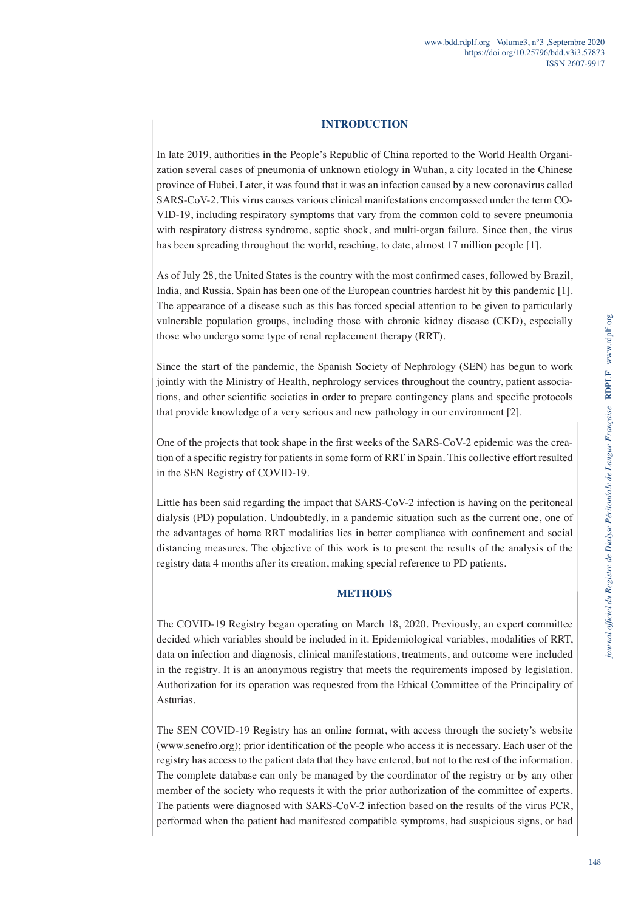## INTRODUCTION

In late 2019, authorities in the People's Republic of China reported to the World Health Organization several cases of pneumonia of unknown etiology in Wuhan, a city located in the Chinese province of Hubei. Later, it was found that it was an infection caused by a new coronavirus called SARS-CoV-2. This virus causes various clinical manifestations encompassed under the term COVID-19, including respiratory symptoms that vary from the common cold to severe pneumonia with respiratory distress syndrome, septic shock, and multi-organ failure. Since then, the virus has been spreading throughout the world, reaching, to date, almost 17 million people [1].

As of July 28, the United States is the country with the most confirmed cases, followed by Brazil, India, and Russia. Spain has been one of the European countries hardest hit by this pandemic [1]. The appearance of a disease such as this has forced special attention to be given to particularly vulnerable population groups, including those with chronic kidney disease (CKD), especially those who undergo some type of renal replacement therapy (RRT).

Since the start of the pandemic, the Spanish Society of Nephrology (SEN) has begun to work jointly with the Ministry of Health, nephrology services throughout the country, patient associations, and other scientific societies in order to prepare contingency plans and specific protocols that provide knowledge of a very serious and new pathology in our environment [2].

One of the projects that took shape in the first weeks of the SARS-CoV-2 epidemic was the creation of a specific registry for patients in some form of RRT in Spain. This collective effort resulted in the SEN Registry of COVID-19.

Little has been said regarding the impact that SARS-CoV-2 infection is having on the peritoneal dialysis (PD) population. Undoubtedly, in a pandemic situation such as the current one, one of the advantages of home RRT modalities lies in better compliance with confinement and social distancing measures. The objective of this work is to present the results of the analysis of the registry data 4 months after its creation, making special reference to PD patients.

## METHODS

The COVID-19 Registry began operating on March 18, 2020. Previously, an expert committee decided which variables should be included in it. Epidemiological variables, modalities of RRT, data on infection and diagnosis, clinical manifestations, treatments, and outcome were included in the registry. It is an anonymous registry that meets the requirements imposed by legislation. Authorization for its operation was requested from the Ethical Committee of the Principality of Asturias.

The SEN COVID-19 Registry has an online format, with access through the society's website (www.senefro.org); prior identification of the people who access it is necessary. Each user of the registry has access to the patient data that they have entered, but not to the rest of the information. The complete database can only be managed by the coordinator of the registry or by any other member of the society who requests it with the prior authorization of the committee of experts. The patients were diagnosed with SARS-CoV-2 infection based on the results of the virus PCR, performed when the patient had manifested compatible symptoms, had suspicious signs, or had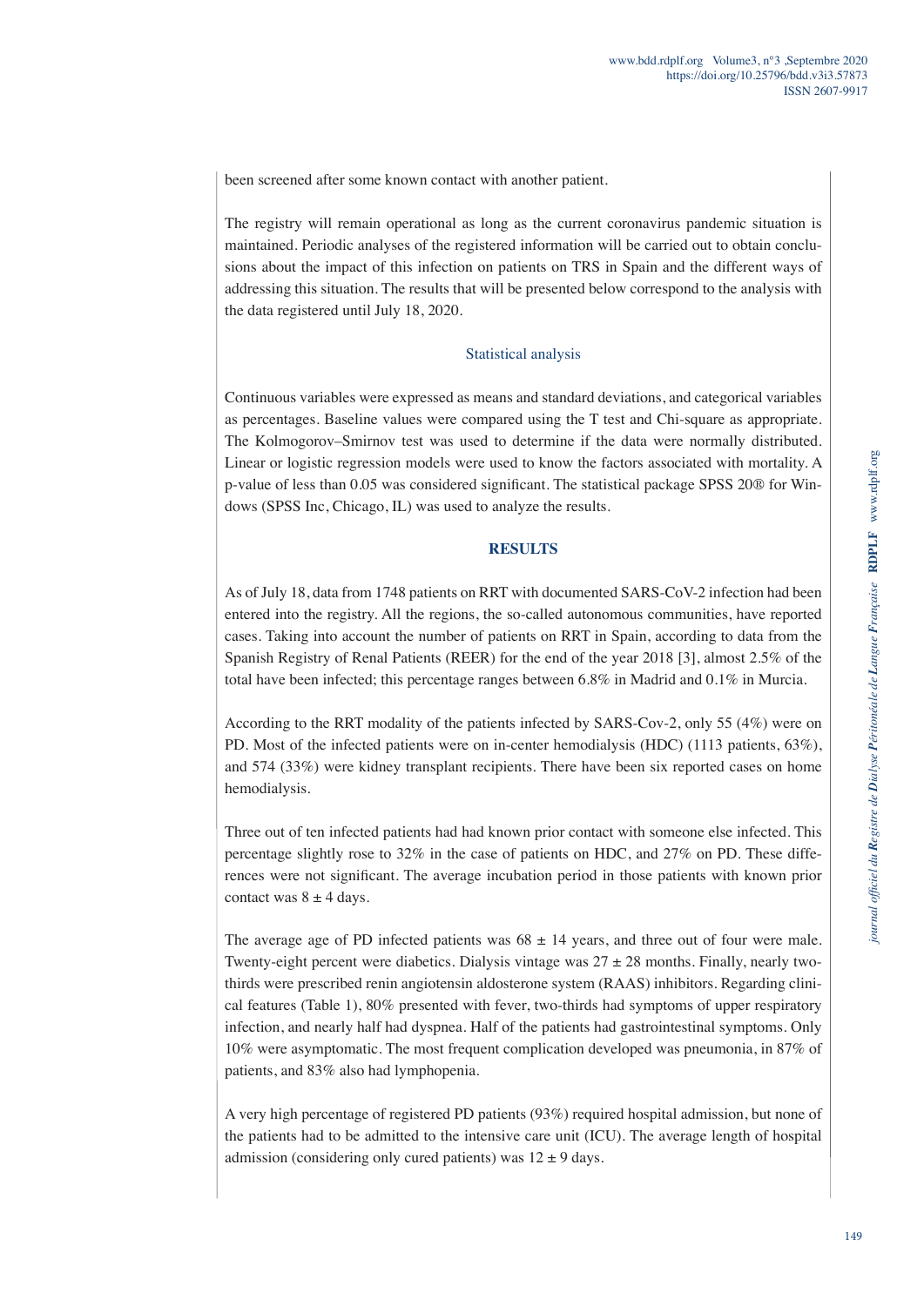been screened after some known contact with another patient.

The registry will remain operational as long as the current coronavirus pandemic situation is maintained. Periodic analyses of the registered information will be carried out to obtain conclusions about the impact of this infection on patients on TRS in Spain and the different ways of addressing this situation. The results that will be presented below correspond to the analysis with the data registered until July 18, 2020.

### Statistical analysis

Continuous variables were expressed as means and standard deviations, and categorical variables as percentages. Baseline values were compared using the T test and Chi-square as appropriate. The Kolmogorov–Smirnov test was used to determine if the data were normally distributed. Linear or logistic regression models were used to know the factors associated with mortality. A p-value of less than 0.05 was considered significant. The statistical package SPSS 20® for Windows (SPSS Inc, Chicago, IL) was used to analyze the results.

## RESULTS

As of July 18, data from 1748 patients on RRT with documented SARS-CoV-2 infection had been entered into the registry. All the regions, the so-called autonomous communities, have reported cases. Taking into account the number of patients on RRT in Spain, according to data from the Spanish Registry of Renal Patients (REER) for the end of the year 2018 [3], almost 2.5% of the total have been infected; this percentage ranges between 6.8% in Madrid and 0.1% in Murcia.

According to the RRT modality of the patients infected by SARS-Cov-2, only 55 (4%) were on PD. Most of the infected patients were on in-center hemodialysis (HDC) (1113 patients, 63%), and 574 (33%) were kidney transplant recipients. There have been six reported cases on home hemodialysis.

Three out of ten infected patients had had known prior contact with someone else infected. This percentage slightly rose to 32% in the case of patients on HDC, and 27% on PD. These differences were not significant. The average incubation period in those patients with known prior contact was 8 ± 4 days.

The average age of PD infected patients was 68 ± 14 years, and three out of four were male. Twenty-eight percent were diabetics. Dialysis vintage was 27 ± 28 months. Finally, nearly two-thirds were prescribed renin angiotensin aldosterone system (RAAS) inhibitors. Regarding clinical features (Table 1), 80% presented with fever, two-thirds had symptoms of upper respiratory infection, and nearly half had dyspnea. Half of the patients had gastrointestinal symptoms. Only 10% were asymptomatic. The most frequent complication developed was pneumonia, in 87% of patients, and 83% also had lymphopenia.

A very high percentage of registered PD patients (93%) required hospital admission, but none of the patients had to be admitted to the intensive care unit (ICU). The average length of hospital admission (considering only cured patients) was 12 ± 9 days.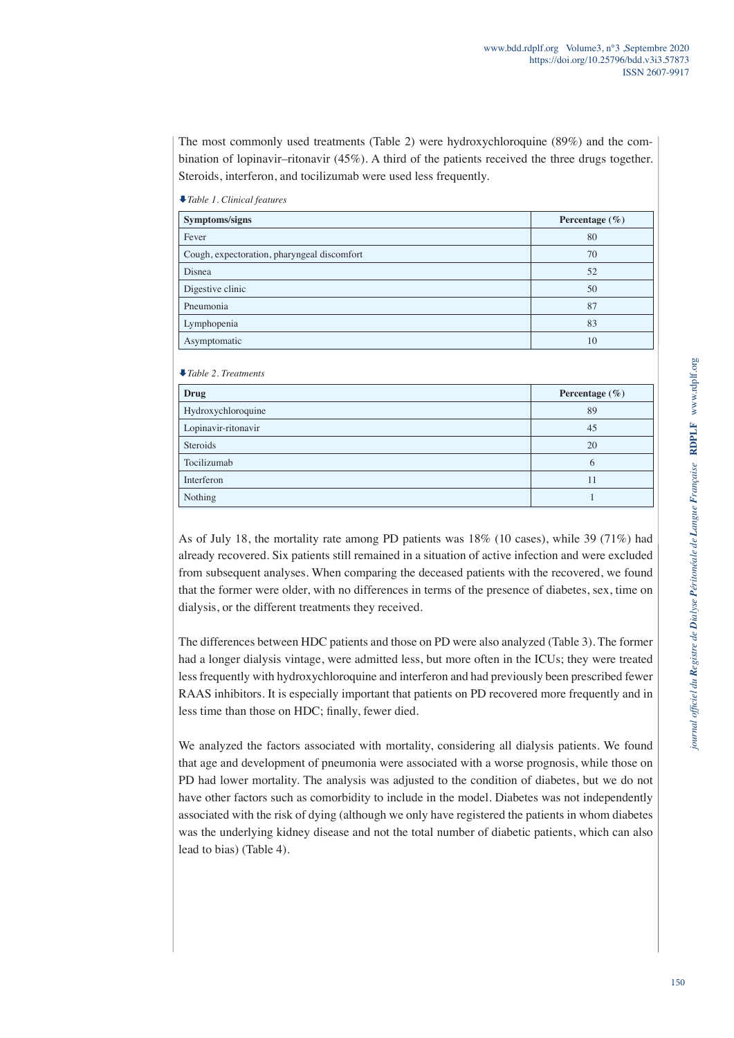The most commonly used treatments (Table 2) were hydroxychloroquine (89%) and the combination of lopinavir–ritonavir (45%). A third of the patients received the three drugs together. Steroids, interferon, and tocilizumab were used less frequently.

*Table 1. Clinical features*

| Symptoms/signs | Percentage (%) |
|---|---|
| Fever | 80 |
| Cough, expectoration, pharyngeal discomfort | 70 |
| Disnea | 52 |
| Digestive clinic | 50 |
| Pneumonia | 87 |
| Lymphopenia | 83 |
| Asymptomatic | 10 |

*Table 2. Treatments*

| Drug | Percentage (%) |
|---|---|
| Hydroxychloroquine | 89 |
| Lopinavir-ritonavir | 45 |
| Steroids | 20 |
| Tocilizumab | 6 |
| Interferon | 11 |
| Nothing | 1 |

As of July 18, the mortality rate among PD patients was 18% (10 cases), while 39 (71%) had already recovered. Six patients still remained in a situation of active infection and were excluded from subsequent analyses. When comparing the deceased patients with the recovered, we found that the former were older, with no differences in terms of the presence of diabetes, sex, time on dialysis, or the different treatments they received.

The differences between HDC patients and those on PD were also analyzed (Table 3). The former had a longer dialysis vintage, were admitted less, but more often in the ICUs; they were treated less frequently with hydroxychloroquine and interferon and had previously been prescribed fewer RAAS inhibitors. It is especially important that patients on PD recovered more frequently and in less time than those on HDC; finally, fewer died.

We analyzed the factors associated with mortality, considering all dialysis patients. We found that age and development of pneumonia were associated with a worse prognosis, while those on PD had lower mortality. The analysis was adjusted to the condition of diabetes, but we do not have other factors such as comorbidity to include in the model. Diabetes was not independently associated with the risk of dying (although we only have registered the patients in whom diabetes was the underlying kidney disease and not the total number of diabetic patients, which can also lead to bias) (Table 4).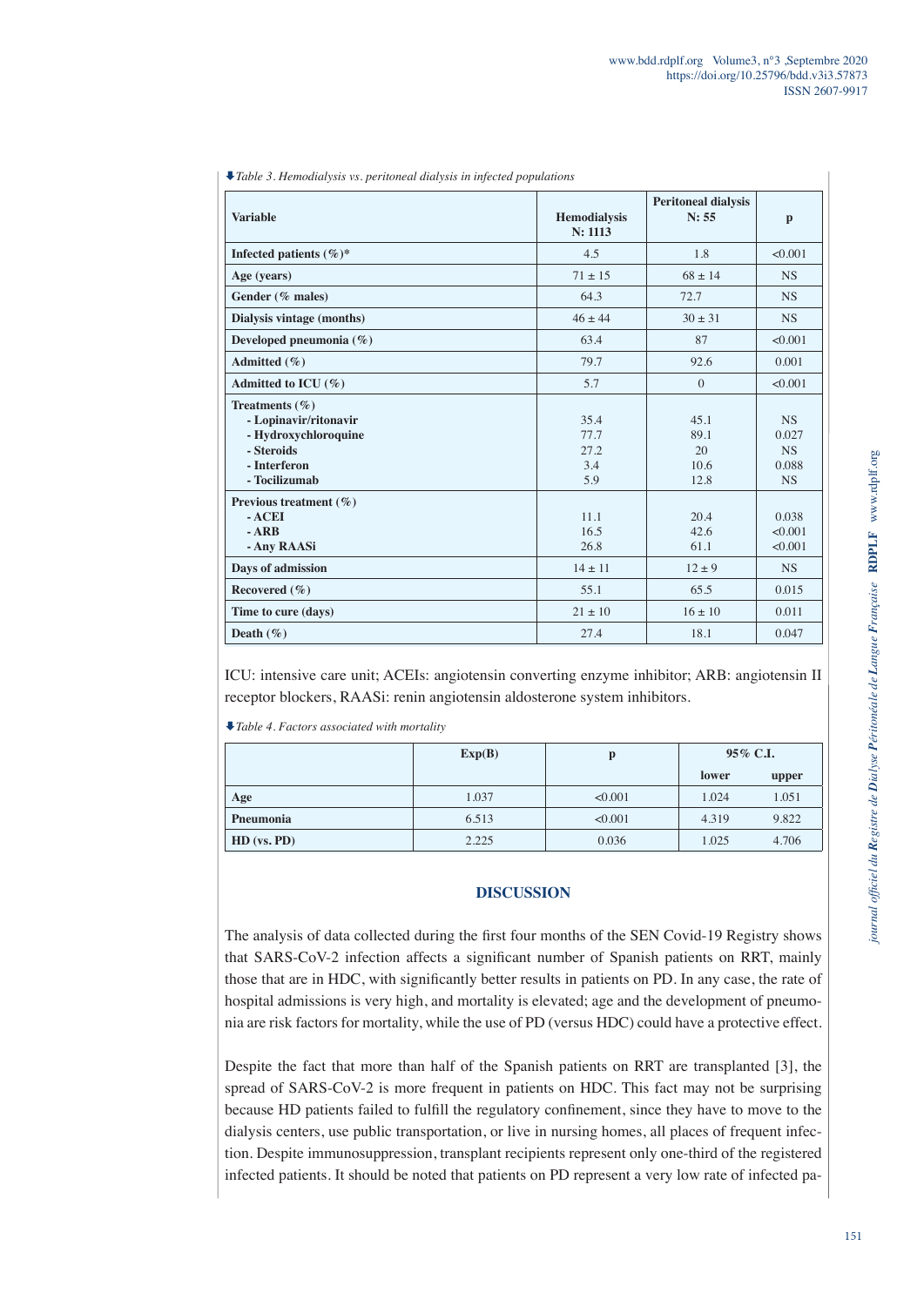*Table 3. Hemodialysis vs. peritoneal dialysis in infected populations*

| Variable | Hemodialysis N: 1113 | Peritoneal dialysis N: 55 | p |
|---|---|---|---|
| **Infected patients (%)*** | 4.5 | 1.8 | <0.001 |
| **Age (years)** | 71 ± 15 | 68 ± 14 | NS |
| **Gender (% males)** | 64.3 | 72.7 | NS |
| **Dialysis vintage (months)** | 46 ± 44 | 30 ± 31 | NS |
| **Developed pneumonia (%)** | 63.4 | 87 | <0.001 |
| **Admitted (%)** | 79.7 | 92.6 | 0.001 |
| **Admitted to ICU (%)** | 5.7 | 0 | <0.001 |
| **Treatments (%)** | | | |
| **- Lopinavir/ritonavir** | 35.4 | 45.1 | NS |
| **- Hydroxychloroquine** | 77.7 | 89.1 | 0.027 |
| **- Steroids** | 27.2 | 20 | NS |
| **- Interferon** | 3.4 | 10.6 | 0.088 |
| **- Tocilizumab** | 5.9 | 12.8 | NS |
| **Previous treatment (%)** | | | |
| **- ACEI** | 11.1 | 20.4 | 0.038 |
| **- ARB** | 16.5 | 42.6 | <0.001 |
| **- Any RAASi** | 26.8 | 61.1 | <0.001 |
| **Days of admission** | 14 ± 11 | 12 ± 9 | NS |
| **Recovered (%)** | 55.1 | 65.5 | 0.015 |
| **Time to cure (days)** | 21 ± 10 | 16 ± 10 | 0.011 |
| **Death (%)** | 27.4 | 18.1 | 0.047 |

ICU: intensive care unit; ACEIs: angiotensin converting enzyme inhibitor; ARB: angiotensin II receptor blockers, RAASi: renin angiotensin aldosterone system inhibitors.

*Table 4. Factors associated with mortality*

| | Exp(B) | p | 95% C.I. | |
|---|---|---|---|---|
| | | | lower | upper |
| **Age** | 1.037 | <0.001 | 1.024 | 1.051 |
| **Pneumonia** | 6.513 | <0.001 | 4.319 | 9.822 |
| **HD (vs. PD)** | 2.225 | 0.036 | 1.025 | 4.706 |

## DISCUSSION

The analysis of data collected during the first four months of the SEN Covid-19 Registry shows that SARS-CoV-2 infection affects a significant number of Spanish patients on RRT, mainly those that are in HDC, with significantly better results in patients on PD. In any case, the rate of hospital admissions is very high, and mortality is elevated; age and the development of pneumonia are risk factors for mortality, while the use of PD (versus HDC) could have a protective effect.

Despite the fact that more than half of the Spanish patients on RRT are transplanted [3], the spread of SARS-CoV-2 is more frequent in patients on HDC. This fact may not be surprising because HD patients failed to fulfill the regulatory confinement, since they have to move to the dialysis centers, use public transportation, or live in nursing homes, all places of frequent infection. Despite immunosuppression, transplant recipients represent only one-third of the registered infected patients. It should be noted that patients on PD represent a very low rate of infected pa-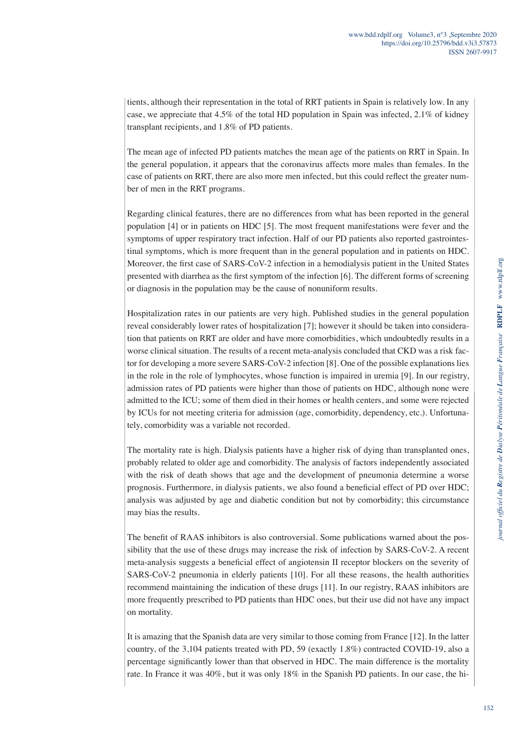tients, although their representation in the total of RRT patients in Spain is relatively low. In any case, we appreciate that 4.5% of the total HD population in Spain was infected, 2.1% of kidney transplant recipients, and 1.8% of PD patients.

The mean age of infected PD patients matches the mean age of the patients on RRT in Spain. In the general population, it appears that the coronavirus affects more males than females. In the case of patients on RRT, there are also more men infected, but this could reflect the greater number of men in the RRT programs.

Regarding clinical features, there are no differences from what has been reported in the general population [4] or in patients on HDC [5]. The most frequent manifestations were fever and the symptoms of upper respiratory tract infection. Half of our PD patients also reported gastrointestinal symptoms, which is more frequent than in the general population and in patients on HDC. Moreover, the first case of SARS-CoV-2 infection in a hemodialysis patient in the United States presented with diarrhea as the first symptom of the infection [6]. The different forms of screening or diagnosis in the population may be the cause of nonuniform results.

Hospitalization rates in our patients are very high. Published studies in the general population reveal considerably lower rates of hospitalization [7]; however it should be taken into consideration that patients on RRT are older and have more comorbidities, which undoubtedly results in a worse clinical situation. The results of a recent meta-analysis concluded that CKD was a risk factor for developing a more severe SARS-CoV-2 infection [8]. One of the possible explanations lies in the role in the role of lymphocytes, whose function is impaired in uremia [9]. In our registry, admission rates of PD patients were higher than those of patients on HDC, although none were admitted to the ICU; some of them died in their homes or health centers, and some were rejected by ICUs for not meeting criteria for admission (age, comorbidity, dependency, etc.). Unfortunately, comorbidity was a variable not recorded.

The mortality rate is high. Dialysis patients have a higher risk of dying than transplanted ones, probably related to older age and comorbidity. The analysis of factors independently associated with the risk of death shows that age and the development of pneumonia determine a worse prognosis. Furthermore, in dialysis patients, we also found a beneficial effect of PD over HDC; analysis was adjusted by age and diabetic condition but not by comorbidity; this circumstance may bias the results.

The benefit of RAAS inhibitors is also controversial. Some publications warned about the possibility that the use of these drugs may increase the risk of infection by SARS-CoV-2. A recent meta-analysis suggests a beneficial effect of angiotensin II receptor blockers on the severity of SARS-CoV-2 pneumonia in elderly patients [10]. For all these reasons, the health authorities recommend maintaining the indication of these drugs [11]. In our registry, RAAS inhibitors are more frequently prescribed to PD patients than HDC ones, but their use did not have any impact on mortality.

It is amazing that the Spanish data are very similar to those coming from France [12]. In the latter country, of the 3,104 patients treated with PD, 59 (exactly 1.8%) contracted COVID-19, also a percentage significantly lower than that observed in HDC. The main difference is the mortality rate. In France it was 40%, but it was only 18% in the Spanish PD patients. In our case, the hi-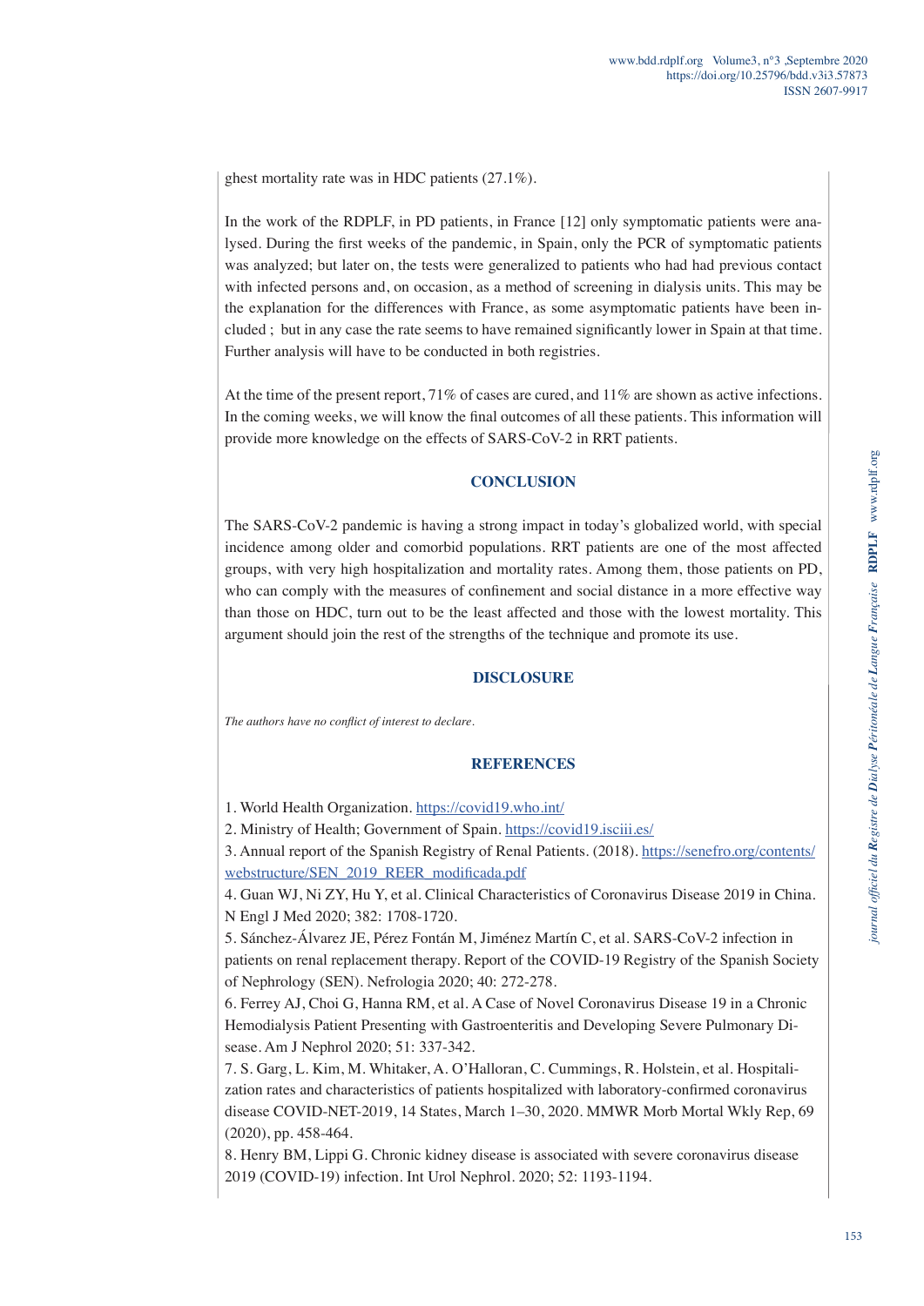ghest mortality rate was in HDC patients (27.1%).

In the work of the RDPLF, in PD patients, in France [12] only symptomatic patients were analysed. During the first weeks of the pandemic, in Spain, only the PCR of symptomatic patients was analyzed; but later on, the tests were generalized to patients who had had previous contact with infected persons and, on occasion, as a method of screening in dialysis units. This may be the explanation for the differences with France, as some asymptomatic patients have been included ; but in any case the rate seems to have remained significantly lower in Spain at that time. Further analysis will have to be conducted in both registries.

At the time of the present report, 71% of cases are cured, and 11% are shown as active infections. In the coming weeks, we will know the final outcomes of all these patients. This information will provide more knowledge on the effects of SARS-CoV-2 in RRT patients.

## CONCLUSION

The SARS-CoV-2 pandemic is having a strong impact in today's globalized world, with special incidence among older and comorbid populations. RRT patients are one of the most affected groups, with very high hospitalization and mortality rates. Among them, those patients on PD, who can comply with the measures of confinement and social distance in a more effective way than those on HDC, turn out to be the least affected and those with the lowest mortality. This argument should join the rest of the strengths of the technique and promote its use.

## DISCLOSURE

*The authors have no conflict of interest to declare.*

## REFERENCES

1. World Health Organization. https://covid19.who.int/
2. Ministry of Health; Government of Spain. https://covid19.isciii.es/
3. Annual report of the Spanish Registry of Renal Patients. (2018). https://senefro.org/contents/webstructure/SEN_2019_REER_modificada.pdf
4. Guan WJ, Ni ZY, Hu Y, et al. Clinical Characteristics of Coronavirus Disease 2019 in China. N Engl J Med 2020; 382: 1708-1720.
5. Sánchez-Álvarez JE, Pérez Fontán M, Jiménez Martín C, et al. SARS-CoV-2 infection in patients on renal replacement therapy. Report of the COVID-19 Registry of the Spanish Society of Nephrology (SEN). Nefrologia 2020; 40: 272-278.
6. Ferrey AJ, Choi G, Hanna RM, et al. A Case of Novel Coronavirus Disease 19 in a Chronic Hemodialysis Patient Presenting with Gastroenteritis and Developing Severe Pulmonary Disease. Am J Nephrol 2020; 51: 337-342.
7. S. Garg, L. Kim, M. Whitaker, A. O'Halloran, C. Cummings, R. Holstein, et al. Hospitalization rates and characteristics of patients hospitalized with laboratory-confirmed coronavirus disease COVID-NET-2019, 14 States, March 1–30, 2020. MMWR Morb Mortal Wkly Rep, 69 (2020), pp. 458-464.
8. Henry BM, Lippi G. Chronic kidney disease is associated with severe coronavirus disease 2019 (COVID-19) infection. Int Urol Nephrol. 2020; 52: 1193-1194.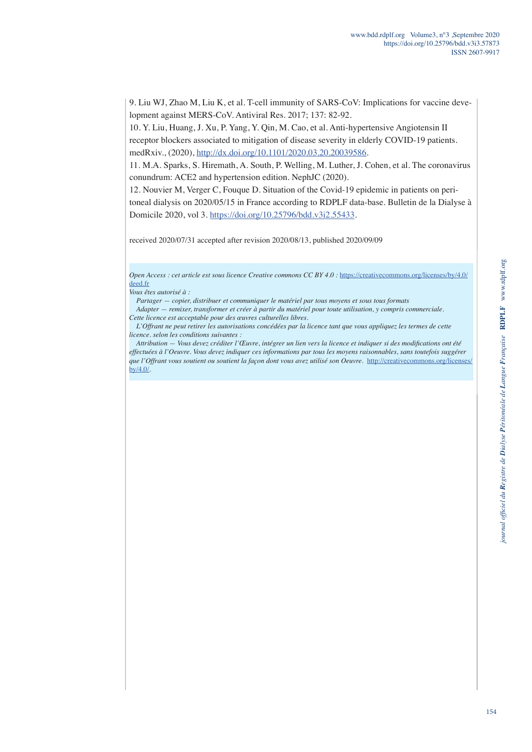9. Liu WJ, Zhao M, Liu K, et al. T-cell immunity of SARS-CoV: Implications for vaccine development against MERS-CoV. Antiviral Res. 2017; 137: 82-92.

10. Y. Liu, Huang, J. Xu, P. Yang, Y. Qin, M. Cao, et al. Anti-hypertensive Angiotensin II receptor blockers associated to mitigation of disease severity in elderly COVID-19 patients. medRxiv., (2020), http://dx.doi.org/10.1101/2020.03.20.20039586.

11. M.A. Sparks, S. Hiremath, A. South, P. Welling, M. Luther, J. Cohen, et al. The coronavirus conundrum: ACE2 and hypertension edition. NephJC (2020).

12. Nouvier M, Verger C, Fouque D. Situation of the Covid-19 epidemic in patients on peritoneal dialysis on 2020/05/15 in France according to RDPLF data-base. Bulletin de la Dialyse à Domicile 2020, vol 3. https://doi.org/10.25796/bdd.v3i2.55433.

received 2020/07/31 accepted after revision 2020/08/13, published 2020/09/09

*Open Access : cet article est sous licence Creative commons CC BY 4.0 :* https://creativecommons.org/licenses/by/4.0/deed.fr

*Vous êtes autorisé à :*

*Partager — copier, distribuer et communiquer le matériel par tous moyens et sous tous formats*

*Adapter — remixer, transformer et créer à partir du matériel pour toute utilisation, y compris commerciale.*

*Cette licence est acceptable pour des œuvres culturelles libres.*

*L'Offrant ne peut retirer les autorisations concédées par la licence tant que vous appliquez les termes de cette licence. selon les conditions suivantes :*

*Attribution — Vous devez créditer l'Œuvre, intégrer un lien vers la licence et indiquer si des modifications ont été effectuées à l'Oeuvre. Vous devez indiquer ces informations par tous les moyens raisonnables, sans toutefois suggérer que l'Offrant vous soutient ou soutient la façon dont vous avez utilisé son Oeuvre.* http://creativecommons.org/licenses/by/4.0/.